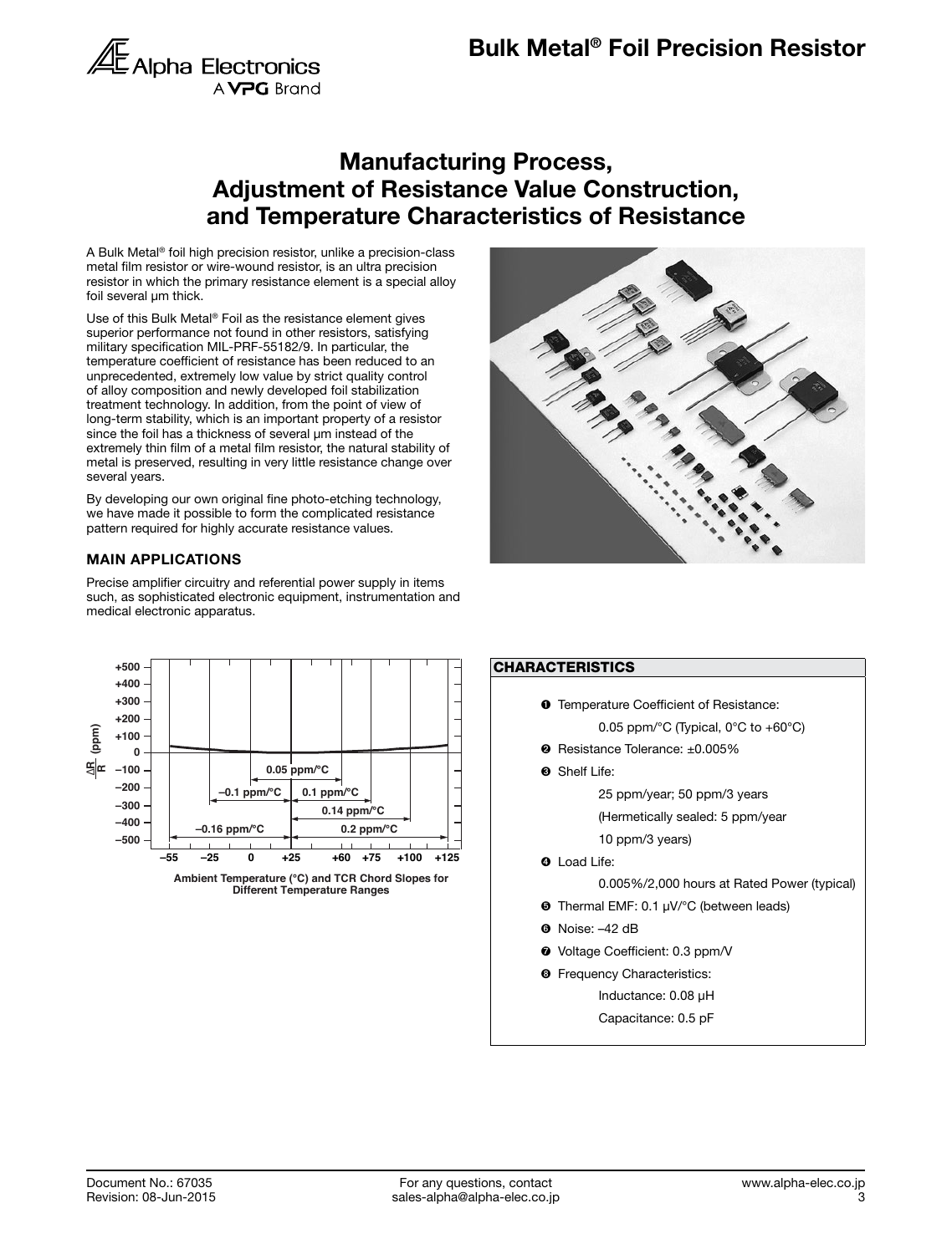# Manufacturing Process, Adjustment of Resistance Value Construction, and Temperature Characteristics of Resistance

A Bulk Metal® foil high precision resistor, unlike a precision-class metal film resistor or wire-wound resistor, is an ultra precision resistor in which the primary resistance element is a special alloy foil several μm thick.

Use of this Bulk Metal® Foil as the resistance element gives superior performance not found in other resistors, satisfying military specification MIL-PRF-55182/9. In particular, the temperature coefficient of resistance has been reduced to an unprecedented, extremely low value by strict quality control of alloy composition and newly developed foil stabilization treatment technology. In addition, from the point of view of long-term stability, which is an important property of a resistor since the foil has a thickness of several μm instead of the extremely thin film of a metal film resistor, the natural stability of metal is preserved, resulting in very little resistance change over several years.

By developing our own original fine photo-etching technology, we have made it possible to form the complicated resistance pattern required for highly accurate resistance values.

## MAIN APPLICATIONS

Precise amplifier circuitry and referential power supply in items such, as sophisticated electronic equipment, instrumentation and medical electronic apparatus.

Ambient Temperature (°C) and TCR Chord Slopes for Different Temperature Ranges

## CHARACTERISTICS

1. Temperature Coefficient of Resistance:
   0.05 ppm/°C (Typical, 0°C to +60°C)
2. Resistance Tolerance: ±0.005%
3. Shelf Life:
   25 ppm/year; 50 ppm/3 years
   (Hermetically sealed: 5 ppm/year
   10 ppm/3 years)
4. Load Life:
   0.005%/2,000 hours at Rated Power (typical)
5. Thermal EMF: 0.1 μV/°C (between leads)
6. Noise: –42 dB
7. Voltage Coefficient: 0.3 ppm/V
8. Frequency Characteristics:
   Inductance: 0.08 μH
   Capacitance: 0.5 pF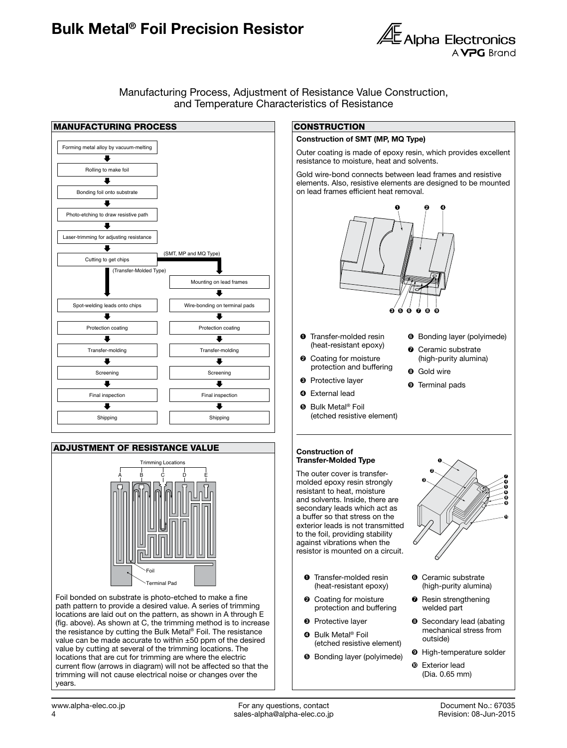# Bulk Metal® Foil Precision Resistor

Manufacturing Process, Adjustment of Resistance Value Construction, and Temperature Characteristics of Resistance

## MANUFACTURING PROCESS

Forming metal alloy by vacuum-melting
↓
Rolling to make foil
↓
Bonding foil onto substrate
↓
Photo-etching to draw resistive path
↓
Laser-trimming for adjusting resistance
↓
Cutting to get chips

| (Transfer-Molded Type) | (SMT, MP and MQ Type) |
|---|---|
| | Mounting on lead frames |
| Spot-welding leads onto chips | Wire-bonding on terminal pads |
| Protection coating | Protection coating |
| Transfer-molding | Transfer-molding |
| Screening | Screening |
| Final inspection | Final inspection |
| Shipping | Shipping |

## ADJUSTMENT OF RESISTANCE VALUE

Trimming Locations: A, B, C, D, E

Foil

Terminal Pad

Foil bonded on substrate is photo-etched to make a fine path pattern to provide a desired value. A series of trimming locations are laid out on the pattern, as shown in A through E (fig. above). As shown at C, the trimming method is to increase the resistance by cutting the Bulk Metal® Foil. The resistance value can be made accurate to within ±50 ppm of the desired value by cutting at several of the trimming locations. The locations that are cut for trimming are where the electric current flow (arrows in diagram) will not be affected so that the trimming will not cause electrical noise or changes over the years.

## CONSTRUCTION

**Construction of SMT (MP, MQ Type)**

Outer coating is made of epoxy resin, which provides excellent resistance to moisture, heat and solvents.

Gold wire-bond connects between lead frames and resistive elements. Also, resistive elements are designed to be mounted on lead frames efficient heat removal.

1. Transfer-molded resin (heat-resistant epoxy)
2. Coating for moisture protection and buffering
3. Protective layer
4. External lead
5. Bulk Metal® Foil (etched resistive element)
6. Bonding layer (polyimede)
7. Ceramic substrate (high-purity alumina)
8. Gold wire
9. Terminal pads

**Construction of Transfer-Molded Type**

The outer cover is transfer-molded epoxy resin strongly resistant to heat, moisture and solvents. Inside, there are secondary leads which act as a buffer so that stress on the exterior leads is not transmitted to the foil, providing stability against vibrations when the resistor is mounted on a circuit.

1. Transfer-molded resin (heat-resistant epoxy)
2. Coating for moisture protection and buffering
3. Protective layer
4. Bulk Metal® Foil (etched resistive element)
5. Bonding layer (polyimede)
6. Ceramic substrate (high-purity alumina)
7. Resin strengthening welded part
8. Secondary lead (abating mechanical stress from outside)
9. High-temperature solder
10. Exterior lead (Dia. 0.65 mm)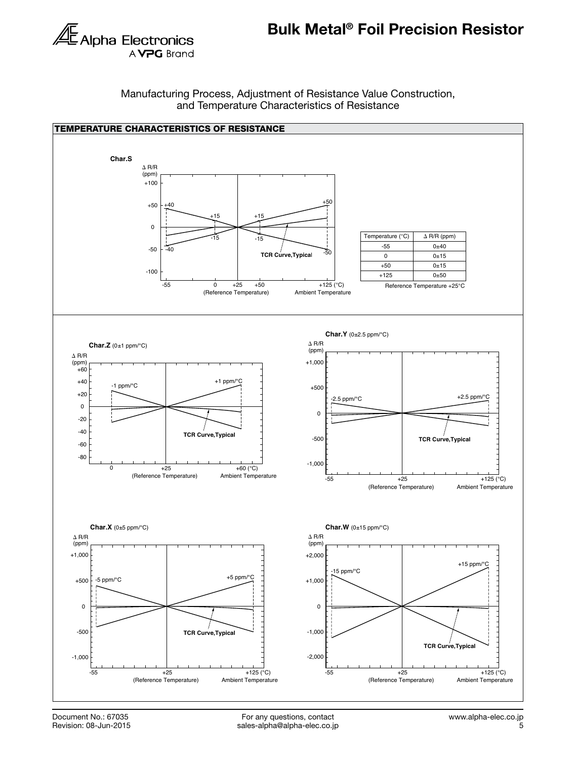Manufacturing Process, Adjustment of Resistance Value Construction, and Temperature Characteristics of Resistance

## TEMPERATURE CHARACTERISTICS OF RESISTANCE

**Char.S**

Δ R/R (ppm)
+100
+50
0
-50
-100
+40
-40
+15
-15
+15
-15
+50
-50
TCR Curve,Typical
-55
0
+25
+50
+125 (°C)
(Reference Temperature)
Ambient Temperature

| Temperature (°C) | Δ R/R (ppm) |
|---|---|
| -55 | 0±40 |
| 0 | 0±15 |
| +50 | 0±15 |
| +125 | 0±50 |

Reference Temperature +25°C

**Char.Z** (0±1 ppm/°C)

Δ R/R (ppm)
+60
+40
+20
0
-20
-40
-60
-80
-1 ppm/°C
+1 ppm/°C
TCR Curve,Typical
0
+25
+60 (°C)
(Reference Temperature)
Ambient Temperature

**Char.Y** (0±2.5 ppm/°C)

Δ R/R (ppm)
+1,000
+500
0
-500
-1,000
-2.5 ppm/°C
+2.5 ppm/°C
TCR Curve,Typical
-55
+25
+125 (°C)
(Reference Temperature)
Ambient Temperature

**Char.X** (0±5 ppm/°C)

Δ R/R (ppm)
+1,000
+500
0
-500
-1,000
-5 ppm/°C
+5 ppm/°C
TCR Curve,Typical
-55
+25
+125 (°C)
(Reference Temperature)
Ambient Temperature

**Char.W** (0±15 ppm/°C)

Δ R/R (ppm)
+2,000
+1,000
0
-1,000
-2,000
-15 ppm/°C
+15 ppm/°C
TCR Curve,Typical
-55
+25
+125 (°C)
(Reference Temperature)
Ambient Temperature